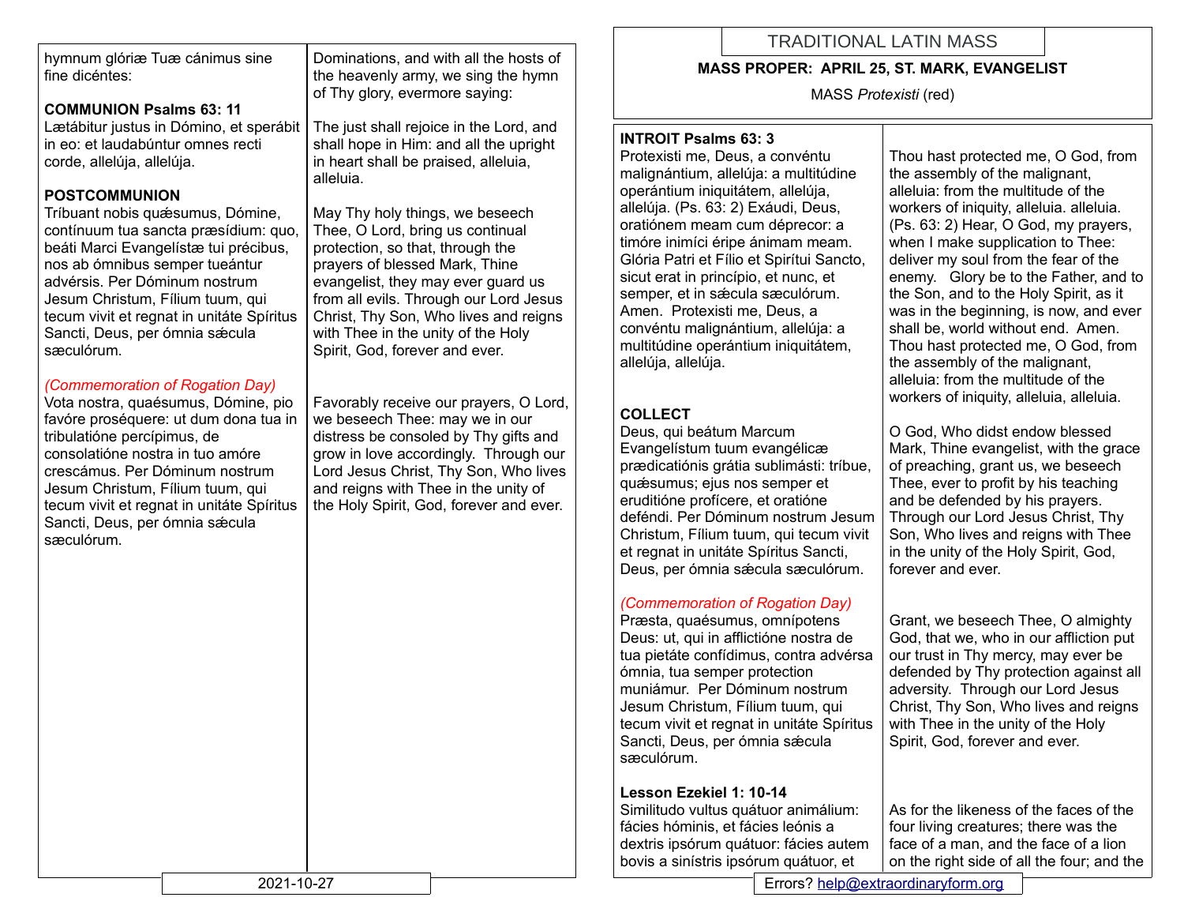hymnum glóriæ Tuæ cánimus sine fine dicéntes:

Dominations, and with all the hosts of the heavenly army, we sing the hymn of Thy glory, evermore saying:

**COMMUNION Psalms 63: 11**

Lætábitur justus in Dómino, et sperábit in eo: et laudabúntur omnes recti corde, allelúja, allelúja.

The just shall rejoice in the Lord, and shall hope in Him: and all the upright in heart shall be praised, alleluia, alleluia.

**POSTCOMMUNION**

Tríbuant nobis quǽsumus, Dómine, contínuum tua sancta præsídium: quo, beáti Marci Evangelístæ tui précibus, nos ab ómnibus semper tueántur advérsis. Per Dóminum nostrum Jesum Christum, Fílium tuum, qui tecum vivit et regnat in unitáte Spíritus Sancti, Deus, per ómnia sǽcula sæculórum.

May Thy holy things, we beseech Thee, O Lord, bring us continual protection, so that, through the prayers of blessed Mark, Thine evangelist, they may ever guard us from all evils. Through our Lord Jesus Christ, Thy Son, Who lives and reigns with Thee in the unity of the Holy Spirit, God, forever and ever.

*(Commemoration of Rogation Day)*

Vota nostra, quaésumus, Dómine, pio favóre proséquere: ut dum dona tua in tribulatióne percípimus, de consolatióne nostra in tuo amóre crescámus. Per Dóminum nostrum Jesum Christum, Fílium tuum, qui tecum vivit et regnat in unitáte Spíritus Sancti, Deus, per ómnia sǽcula sæculórum.

Favorably receive our prayers, O Lord, we beseech Thee: may we in our distress be consoled by Thy gifts and grow in love accordingly. Through our Lord Jesus Christ, Thy Son, Who lives and reigns with Thee in the unity of the Holy Spirit, God, forever and ever.

# TRADITIONAL LATIN MASS

## MASS PROPER: APRIL 25, ST. MARK, EVANGELIST

MASS *Protexisti* (red)

**INTROIT Psalms 63: 3**

Protexisti me, Deus, a convéntu malignántium, allelúja: a multitúdine operántium iniquitátem, allelúja, allelúja. (Ps. 63: 2) Exáudi, Deus, oratiónem meam cum déprecor: a timóre inimíci éripe ánimam meam. Glória Patri et Fílio et Spirítui Sancto, sicut erat in princípio, et nunc, et semper, et in sǽcula sæculórum. Amen. Protexisti me, Deus, a convéntu malignántium, allelúja: a multitúdine operántium iniquitátem, allelúja, allelúja.

Thou hast protected me, O God, from the assembly of the malignant, alleluia: from the multitude of the workers of iniquity, alleluia. alleluia. (Ps. 63: 2) Hear, O God, my prayers, when I make supplication to Thee: deliver my soul from the fear of the enemy. Glory be to the Father, and to the Son, and to the Holy Spirit, as it was in the beginning, is now, and ever shall be, world without end. Amen. Thou hast protected me, O God, from the assembly of the malignant, alleluia: from the multitude of the workers of iniquity, alleluia, alleluia.

**COLLECT**

Deus, qui beátum Marcum Evangelístum tuum evangélicæ prædicatiónis grátia sublimásti: tríbue, quǽsumus; ejus nos semper et eruditióne profícere, et oratióne deféndi. Per Dóminum nostrum Jesum Christum, Fílium tuum, qui tecum vivit et regnat in unitáte Spíritus Sancti, Deus, per ómnia sǽcula sæculórum.

O God, Who didst endow blessed Mark, Thine evangelist, with the grace of preaching, grant us, we beseech Thee, ever to profit by his teaching and be defended by his prayers. Through our Lord Jesus Christ, Thy Son, Who lives and reigns with Thee in the unity of the Holy Spirit, God, forever and ever.

*(Commemoration of Rogation Day)*

Præsta, quaésumus, omnípotens Deus: ut, qui in afflictióne nostra de tua pietáte confídimus, contra advérsa ómnia, tua semper protection muniámur. Per Dóminum nostrum Jesum Christum, Fílium tuum, qui tecum vivit et regnat in unitáte Spíritus Sancti, Deus, per ómnia sǽcula sæculórum.

Grant, we beseech Thee, O almighty God, that we, who in our affliction put our trust in Thy mercy, may ever be defended by Thy protection against all adversity. Through our Lord Jesus Christ, Thy Son, Who lives and reigns with Thee in the unity of the Holy Spirit, God, forever and ever.

**Lesson Ezekiel 1: 10-14**

Similitudo vultus quátuor animálium: fácies hóminis, et fácies leónis a dextris ipsórum quátuor: fácies autem bovis a sinístris ipsórum quátuor, et

As for the likeness of the faces of the four living creatures; there was the face of a man, and the face of a lion on the right side of all the four; and the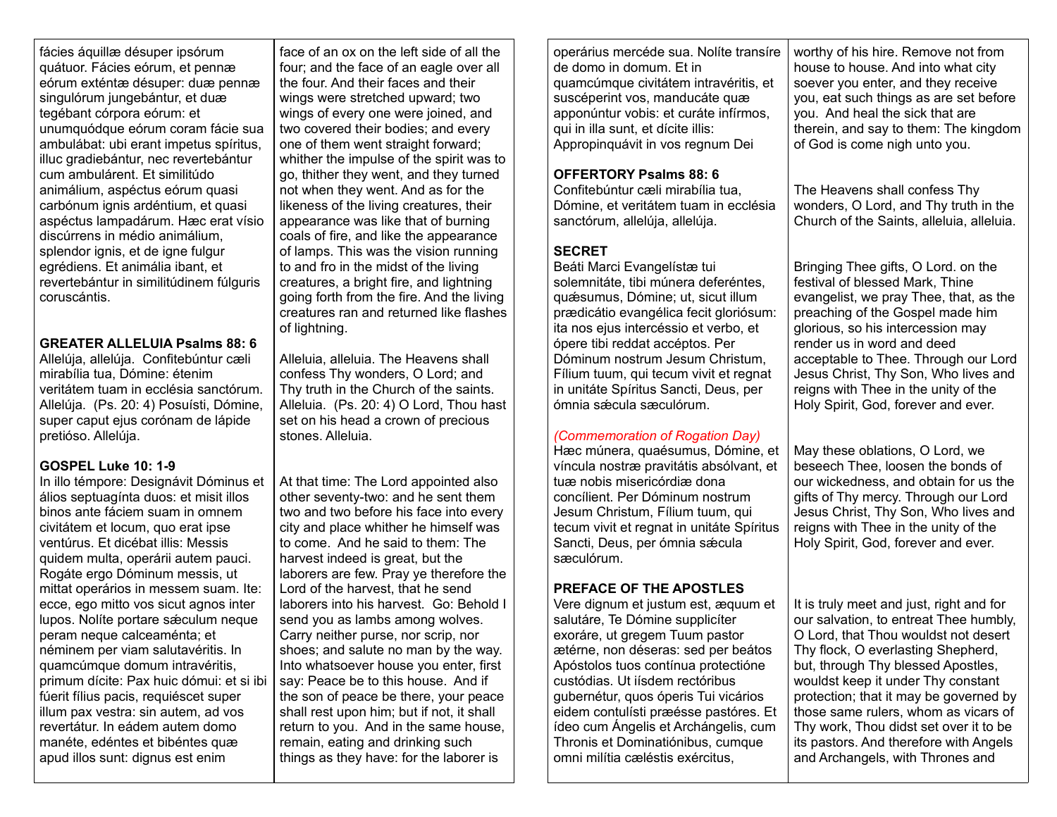fácies áquillæ désuper ipsórum quátuor. Fácies eórum, et pennæ eórum exténtæ désuper: duæ pennæ singulórum jungebántur, et duæ tegébant córpora eórum: et unumquódque eórum coram fácie sua ambulábat: ubi erant ímpetus spíritus, illuc gradiebántur, nec revertebántur cum ambulárent. Et similitúdo animálium, aspéctus eórum quasi carbónum ignis ardéntium, et quasi aspéctus lampadárum. Hæc erat vísio discúrrens in médio animálium, splendor ignis, et de igne fulgur egrédiens. Et animália ibant, et revertebántur in similitúdinem fúlguris coruscántis.

face of an ox on the left side of all the four; and the face of an eagle over all the four. And their faces and their wings were stretched upward; two wings of every one were joined, and two covered their bodies; and every one of them went straight forward; whither the impulse of the spirit was to go, thither they went, and they turned not when they went. And as for the likeness of the living creatures, their appearance was like that of burning coals of fire, and like the appearance of lamps. This was the vision running to and fro in the midst of the living creatures, a bright fire, and lightning going forth from the fire. And the living creatures ran and returned like flashes of lightning.

**GREATER ALLELUIA Psalms 88: 6**

Allelúja, allelúja. Confitebúntur cæli mirabília tua, Dómine: étenim veritátem tuam in ecclésia sanctórum. Allelúja. (Ps. 20: 4) Posuísti, Dómine, super caput ejus corónam de lápide pretióso. Allelúja.

Alleluia, alleluia. The Heavens shall confess Thy wonders, O Lord; and Thy truth in the Church of the saints. Alleluia. (Ps. 20: 4) O Lord, Thou hast set on his head a crown of precious stones. Alleluia.

**GOSPEL Luke 10: 1-9**

In illo témpore: Designávit Dóminus et álios septuagínta duos: et misit illos binos ante fáciem suam in omnem civitátem et locum, quo erat ipse ventúrus. Et dicébat illis: Messis quidem multa, operárii autem pauci. Rogáte ergo Dóminum messis, ut mittat operários in messem suam. Ite: ecce, ego mitto vos sicut agnos inter lupos. Nolíte portare sǽculum neque peram neque calceaménta; et néminem per viam salutavéritis. In quamcúmque domum intravéritis, primum dícite: Pax huic dómui: et si ibi fúerit fílius pacis, requiéscet super illum pax vestra: sin autem, ad vos revertátur. In eádem autem domo manéte, edéntes et bibéntes quæ apud illos sunt: dignus est enim operárius mercéde sua. Nolíte transíre de domo in domum. Et in quamcúmque civitátem intravéritis, et suscéperint vos, manducáte quæ apponúntur vobis: et curáte infírmos, qui in illa sunt, et dícite illis: Appropinquávit in vos regnum Dei

At that time: The Lord appointed also other seventy-two: and he sent them two and two before his face into every city and place whither he himself was to come. And he said to them: The harvest indeed is great, but the laborers are few. Pray ye therefore the Lord of the harvest, that he send laborers into his harvest. Go: Behold I send you as lambs among wolves. Carry neither purse, nor scrip, nor shoes; and salute no man by the way. Into whatsoever house you enter, first say: Peace be to this house. And if the son of peace be there, your peace shall rest upon him; but if not, it shall return to you. And in the same house, remain, eating and drinking such things as they have: for the laborer is worthy of his hire. Remove not from house to house. And into what city soever you enter, and they receive you, eat such things as are set before you. And heal the sick that are therein, and say to them: The kingdom of God is come nigh unto you.

**OFFERTORY Psalms 88: 6**

Confitebúntur cæli mirabília tua, Dómine, et veritátem tuam in ecclésia sanctórum, allelúja, allelúja.

The Heavens shall confess Thy wonders, O Lord, and Thy truth in the Church of the Saints, alleluia, alleluia.

**SECRET**

Beáti Marci Evangelístæ tui solemnitáte, tibi múnera deferéntes, quǽsumus, Dómine; ut, sicut illum prædicátio evangélica fecit gloriósum: ita nos ejus intercéssio et verbo, et ópere tibi reddat accéptos. Per Dóminum nostrum Jesum Christum, Fílium tuum, qui tecum vivit et regnat in unitáte Spíritus Sancti, Deus, per ómnia sǽcula sæculórum.

Bringing Thee gifts, O Lord. on the festival of blessed Mark, Thine evangelist, we pray Thee, that, as the preaching of the Gospel made him glorious, so his intercession may render us in word and deed acceptable to Thee. Through our Lord Jesus Christ, Thy Son, Who lives and reigns with Thee in the unity of the Holy Spirit, God, forever and ever.

*(Commemoration of Rogation Day)*

Hæc múnera, quaésumus, Dómine, et víncula nostræ pravitátis absólvant, et tuæ nobis misericórdiæ dona concílient. Per Dóminum nostrum Jesum Christum, Fílium tuum, qui tecum vivit et regnat in unitáte Spíritus Sancti, Deus, per ómnia sǽcula sæculórum.

May these oblations, O Lord, we beseech Thee, loosen the bonds of our wickedness, and obtain for us the gifts of Thy mercy. Through our Lord Jesus Christ, Thy Son, Who lives and reigns with Thee in the unity of the Holy Spirit, God, forever and ever.

**PREFACE OF THE APOSTLES**

Vere dignum et justum est, æquum et salutáre, Te Dómine supplicíter exoráre, ut gregem Tuum pastor ætérne, non déseras: sed per beátos Apóstolos tuos contínua protectióne custódias. Ut iísdem rectóribus gubernétur, quos óperis Tui vicários eidem contulísti præésse pastóres. Et ídeo cum Ángelis et Archángelis, cum Thronis et Dominatiónibus, cumque omni milítia cæléstis exércitus,

It is truly meet and just, right and for our salvation, to entreat Thee humbly, O Lord, that Thou wouldst not desert Thy flock, O everlasting Shepherd, but, through Thy blessed Apostles, wouldst keep it under Thy constant protection; that it may be governed by those same rulers, whom as vicars of Thy work, Thou didst set over it to be its pastors. And therefore with Angels and Archangels, with Thrones and